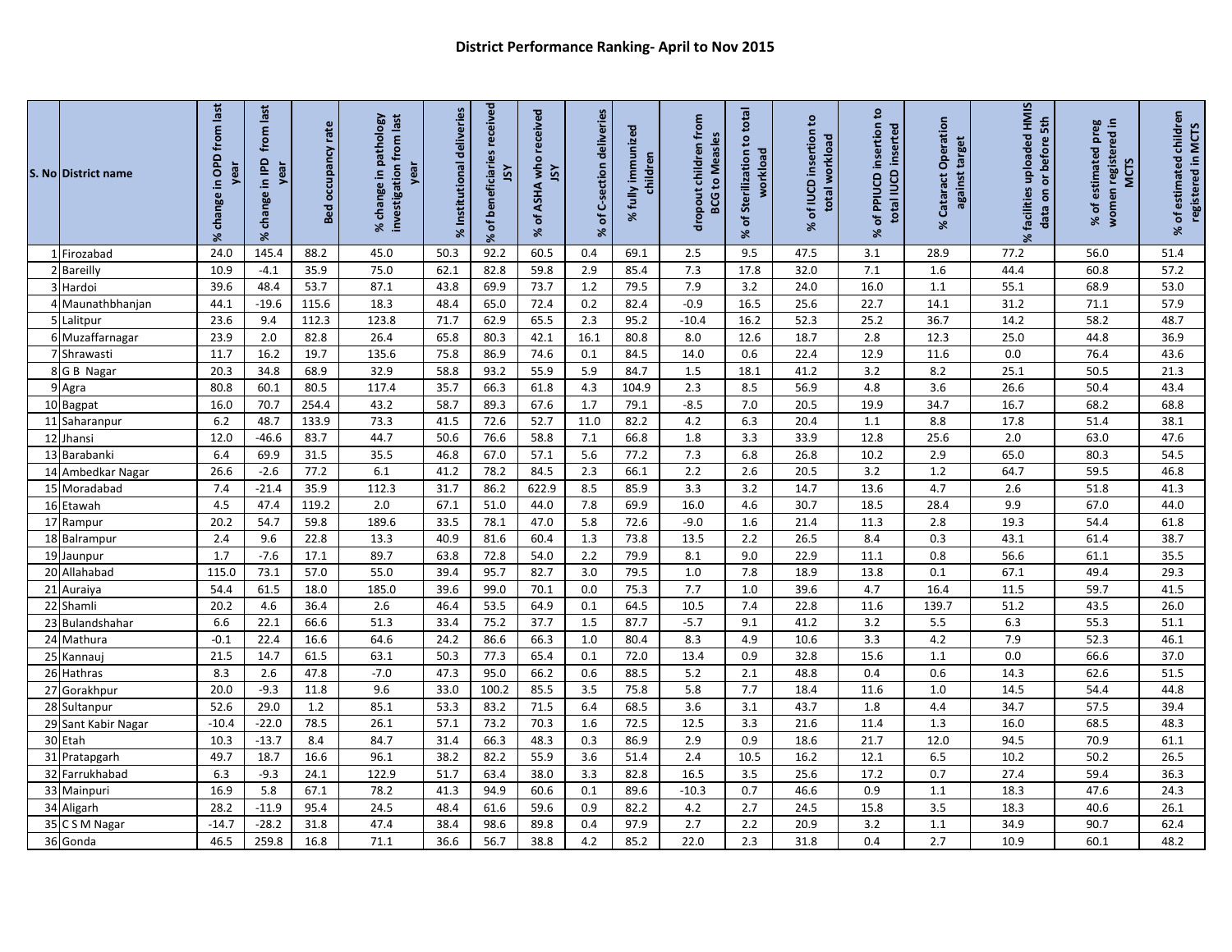## District Performance Ranking- April to Nov 2015

| S. No | District name | % change in OPD from last year | % change in IPD from last year | Bed occupancy rate | % change in pathology investigation from last year | % Institutional deliveries | % of beneficiaries received JSY | % of ASHA who received JSY | % of C-section deliveries | % fully immunized children | dropout children from BCG to Measles | % of Sterilization to total workload | % of IUCD insertion to total workload | % of PPIUCD insertion to total IUCD inserted | % Cataract Operation against target | % facilities uploaded HMIS data on or before 5th | % of estimated preg women registered in MCTS | % of estimated children registered in MCTS |
|---|---|---|---|---|---|---|---|---|---|---|---|---|---|---|---|---|---|---|
| 1 | Firozabad | 24.0 | 145.4 | 88.2 | 45.0 | 50.3 | 92.2 | 60.5 | 0.4 | 69.1 | 2.5 | 9.5 | 47.5 | 3.1 | 28.9 | 77.2 | 56.0 | 51.4 |
| 2 | Bareilly | 10.9 | -4.1 | 35.9 | 75.0 | 62.1 | 82.8 | 59.8 | 2.9 | 85.4 | 7.3 | 17.8 | 32.0 | 7.1 | 1.6 | 44.4 | 60.8 | 57.2 |
| 3 | Hardoi | 39.6 | 48.4 | 53.7 | 87.1 | 43.8 | 69.9 | 73.7 | 1.2 | 79.5 | 7.9 | 3.2 | 24.0 | 16.0 | 1.1 | 55.1 | 68.9 | 53.0 |
| 4 | Maunathbhanjan | 44.1 | -19.6 | 115.6 | 18.3 | 48.4 | 65.0 | 72.4 | 0.2 | 82.4 | -0.9 | 16.5 | 25.6 | 22.7 | 14.1 | 31.2 | 71.1 | 57.9 |
| 5 | Lalitpur | 23.6 | 9.4 | 112.3 | 123.8 | 71.7 | 62.9 | 65.5 | 2.3 | 95.2 | -10.4 | 16.2 | 52.3 | 25.2 | 36.7 | 14.2 | 58.2 | 48.7 |
| 6 | Muzaffarnagar | 23.9 | 2.0 | 82.8 | 26.4 | 65.8 | 80.3 | 42.1 | 16.1 | 80.8 | 8.0 | 12.6 | 18.7 | 2.8 | 12.3 | 25.0 | 44.8 | 36.9 |
| 7 | Shrawasti | 11.7 | 16.2 | 19.7 | 135.6 | 75.8 | 86.9 | 74.6 | 0.1 | 84.5 | 14.0 | 0.6 | 22.4 | 12.9 | 11.6 | 0.0 | 76.4 | 43.6 |
| 8 | G B Nagar | 20.3 | 34.8 | 68.9 | 32.9 | 58.8 | 93.2 | 55.9 | 5.9 | 84.7 | 1.5 | 18.1 | 41.2 | 3.2 | 8.2 | 25.1 | 50.5 | 21.3 |
| 9 | Agra | 80.8 | 60.1 | 80.5 | 117.4 | 35.7 | 66.3 | 61.8 | 4.3 | 104.9 | 2.3 | 8.5 | 56.9 | 4.8 | 3.6 | 26.6 | 50.4 | 43.4 |
| 10 | Bagpat | 16.0 | 70.7 | 254.4 | 43.2 | 58.7 | 89.3 | 67.6 | 1.7 | 79.1 | -8.5 | 7.0 | 20.5 | 19.9 | 34.7 | 16.7 | 68.2 | 68.8 |
| 11 | Saharanpur | 6.2 | 48.7 | 133.9 | 73.3 | 41.5 | 72.6 | 52.7 | 11.0 | 82.2 | 4.2 | 6.3 | 20.4 | 1.1 | 8.8 | 17.8 | 51.4 | 38.1 |
| 12 | Jhansi | 12.0 | -46.6 | 83.7 | 44.7 | 50.6 | 76.6 | 58.8 | 7.1 | 66.8 | 1.8 | 3.3 | 33.9 | 12.8 | 25.6 | 2.0 | 63.0 | 47.6 |
| 13 | Barabanki | 6.4 | 69.9 | 31.5 | 35.5 | 46.8 | 67.0 | 57.1 | 5.6 | 77.2 | 7.3 | 6.8 | 26.8 | 10.2 | 2.9 | 65.0 | 80.3 | 54.5 |
| 14 | Ambedkar Nagar | 26.6 | -2.6 | 77.2 | 6.1 | 41.2 | 78.2 | 84.5 | 2.3 | 66.1 | 2.2 | 2.6 | 20.5 | 3.2 | 1.2 | 64.7 | 59.5 | 46.8 |
| 15 | Moradabad | 7.4 | -21.4 | 35.9 | 112.3 | 31.7 | 86.2 | 622.9 | 8.5 | 85.9 | 3.3 | 3.2 | 14.7 | 13.6 | 4.7 | 2.6 | 51.8 | 41.3 |
| 16 | Etawah | 4.5 | 47.4 | 119.2 | 2.0 | 67.1 | 51.0 | 44.0 | 7.8 | 69.9 | 16.0 | 4.6 | 30.7 | 18.5 | 28.4 | 9.9 | 67.0 | 44.0 |
| 17 | Rampur | 20.2 | 54.7 | 59.8 | 189.6 | 33.5 | 78.1 | 47.0 | 5.8 | 72.6 | -9.0 | 1.6 | 21.4 | 11.3 | 2.8 | 19.3 | 54.4 | 61.8 |
| 18 | Balrampur | 2.4 | 9.6 | 22.8 | 13.3 | 40.9 | 81.6 | 60.4 | 1.3 | 73.8 | 13.5 | 2.2 | 26.5 | 8.4 | 0.3 | 43.1 | 61.4 | 38.7 |
| 19 | Jaunpur | 1.7 | -7.6 | 17.1 | 89.7 | 63.8 | 72.8 | 54.0 | 2.2 | 79.9 | 8.1 | 9.0 | 22.9 | 11.1 | 0.8 | 56.6 | 61.1 | 35.5 |
| 20 | Allahabad | 115.0 | 73.1 | 57.0 | 55.0 | 39.4 | 95.7 | 82.7 | 3.0 | 79.5 | 1.0 | 7.8 | 18.9 | 13.8 | 0.1 | 67.1 | 49.4 | 29.3 |
| 21 | Auraiya | 54.4 | 61.5 | 18.0 | 185.0 | 39.6 | 99.0 | 70.1 | 0.0 | 75.3 | 7.7 | 1.0 | 39.6 | 4.7 | 16.4 | 11.5 | 59.7 | 41.5 |
| 22 | Shamli | 20.2 | 4.6 | 36.4 | 2.6 | 46.4 | 53.5 | 64.9 | 0.1 | 64.5 | 10.5 | 7.4 | 22.8 | 11.6 | 139.7 | 51.2 | 43.5 | 26.0 |
| 23 | Bulandshahar | 6.6 | 22.1 | 66.6 | 51.3 | 33.4 | 75.2 | 37.7 | 1.5 | 87.7 | -5.7 | 9.1 | 41.2 | 3.2 | 5.5 | 6.3 | 55.3 | 51.1 |
| 24 | Mathura | -0.1 | 22.4 | 16.6 | 64.6 | 24.2 | 86.6 | 66.3 | 1.0 | 80.4 | 8.3 | 4.9 | 10.6 | 3.3 | 4.2 | 7.9 | 52.3 | 46.1 |
| 25 | Kannauj | 21.5 | 14.7 | 61.5 | 63.1 | 50.3 | 77.3 | 65.4 | 0.1 | 72.0 | 13.4 | 0.9 | 32.8 | 15.6 | 1.1 | 0.0 | 66.6 | 37.0 |
| 26 | Hathras | 8.3 | 2.6 | 47.8 | -7.0 | 47.3 | 95.0 | 66.2 | 0.6 | 88.5 | 5.2 | 2.1 | 48.8 | 0.4 | 0.6 | 14.3 | 62.6 | 51.5 |
| 27 | Gorakhpur | 20.0 | -9.3 | 11.8 | 9.6 | 33.0 | 100.2 | 85.5 | 3.5 | 75.8 | 5.8 | 7.7 | 18.4 | 11.6 | 1.0 | 14.5 | 54.4 | 44.8 |
| 28 | Sultanpur | 52.6 | 29.0 | 1.2 | 85.1 | 53.3 | 83.2 | 71.5 | 6.4 | 68.5 | 3.6 | 3.1 | 43.7 | 1.8 | 4.4 | 34.7 | 57.5 | 39.4 |
| 29 | Sant Kabir Nagar | -10.4 | -22.0 | 78.5 | 26.1 | 57.1 | 73.2 | 70.3 | 1.6 | 72.5 | 12.5 | 3.3 | 21.6 | 11.4 | 1.3 | 16.0 | 68.5 | 48.3 |
| 30 | Etah | 10.3 | -13.7 | 8.4 | 84.7 | 31.4 | 66.3 | 48.3 | 0.3 | 86.9 | 2.9 | 0.9 | 18.6 | 21.7 | 12.0 | 94.5 | 70.9 | 61.1 |
| 31 | Pratapgarh | 49.7 | 18.7 | 16.6 | 96.1 | 38.2 | 82.2 | 55.9 | 3.6 | 51.4 | 2.4 | 10.5 | 16.2 | 12.1 | 6.5 | 10.2 | 50.2 | 26.5 |
| 32 | Farrukhabad | 6.3 | -9.3 | 24.1 | 122.9 | 51.7 | 63.4 | 38.0 | 3.3 | 82.8 | 16.5 | 3.5 | 25.6 | 17.2 | 0.7 | 27.4 | 59.4 | 36.3 |
| 33 | Mainpuri | 16.9 | 5.8 | 67.1 | 78.2 | 41.3 | 94.9 | 60.6 | 0.1 | 89.6 | -10.3 | 0.7 | 46.6 | 0.9 | 1.1 | 18.3 | 47.6 | 24.3 |
| 34 | Aligarh | 28.2 | -11.9 | 95.4 | 24.5 | 48.4 | 61.6 | 59.6 | 0.9 | 82.2 | 4.2 | 2.7 | 24.5 | 15.8 | 3.5 | 18.3 | 40.6 | 26.1 |
| 35 | C S M Nagar | -14.7 | -28.2 | 31.8 | 47.4 | 38.4 | 98.6 | 89.8 | 0.4 | 97.9 | 2.7 | 2.2 | 20.9 | 3.2 | 1.1 | 34.9 | 90.7 | 62.4 |
| 36 | Gonda | 46.5 | 259.8 | 16.8 | 71.1 | 36.6 | 56.7 | 38.8 | 4.2 | 85.2 | 22.0 | 2.3 | 31.8 | 0.4 | 2.7 | 10.9 | 60.1 | 48.2 |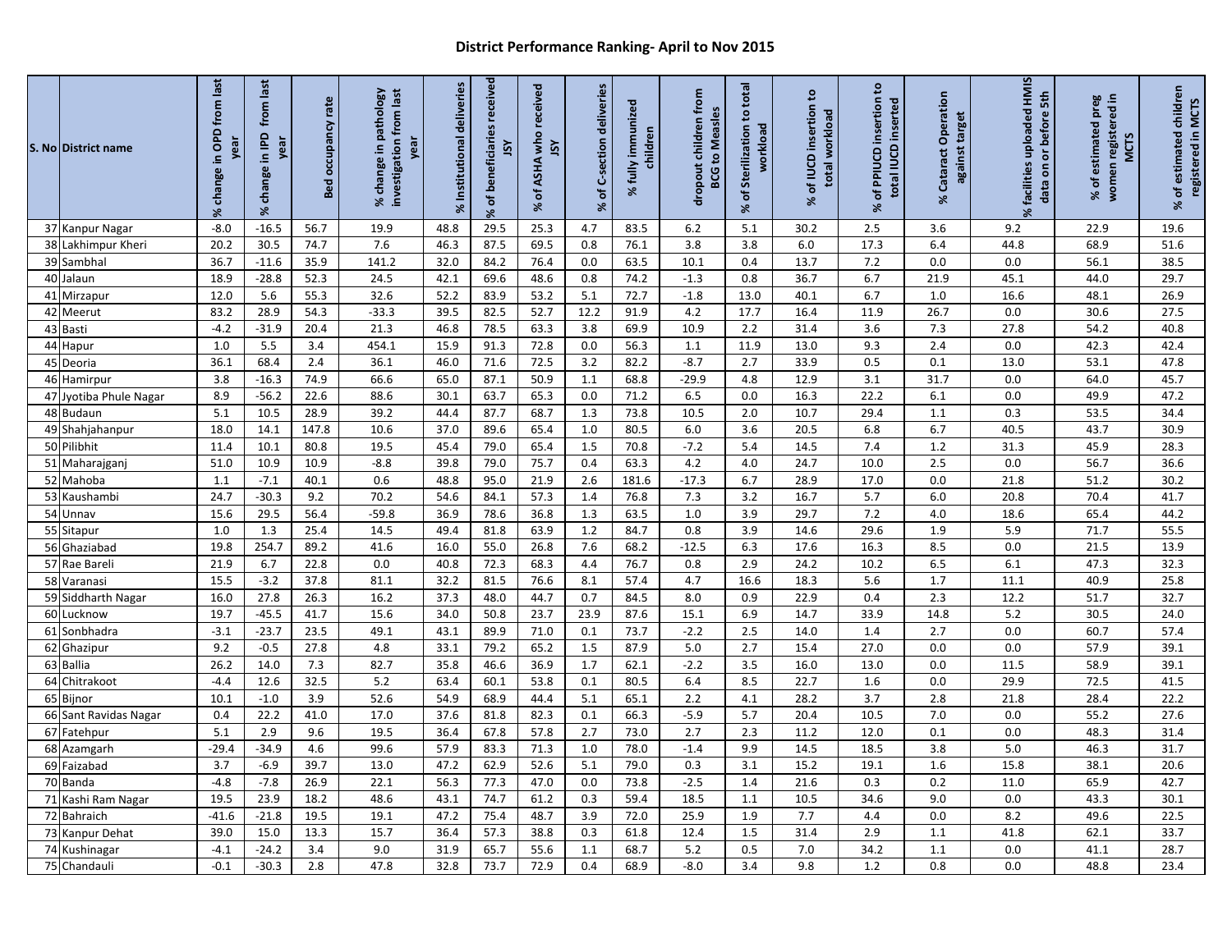# District Performance Ranking- April to Nov 2015

| S. No | District name | % change in OPD from last year | % change in IPD from last year | Bed occupancy rate | % change in pathology investigation from last year | % Institutional deliveries | % of beneficiaries received JSY | % of ASHA who received JSY | % of C-section deliveries | % fully immunized children | dropout children from BCG to Measles | % of Sterilization to total workload | % of IUCD insertion to total workload | % of PPIUCD insertion to total IUCD inserted | % Cataract Operation against target | % facilities uploaded HMIS data on or before 5th | % of estimated preg women registered in MCTS | % of estimated children registered in MCTS |
|---|---|---|---|---|---|---|---|---|---|---|---|---|---|---|---|---|---|---|
| 37 | Kanpur Nagar | -8.0 | -16.5 | 56.7 | 19.9 | 48.8 | 29.5 | 25.3 | 4.7 | 83.5 | 6.2 | 5.1 | 30.2 | 2.5 | 3.6 | 9.2 | 22.9 | 19.6 |
| 38 | Lakhimpur Kheri | 20.2 | 30.5 | 74.7 | 7.6 | 46.3 | 87.5 | 69.5 | 0.8 | 76.1 | 3.8 | 3.8 | 6.0 | 17.3 | 6.4 | 44.8 | 68.9 | 51.6 |
| 39 | Sambhal | 36.7 | -11.6 | 35.9 | 141.2 | 32.0 | 84.2 | 76.4 | 0.0 | 63.5 | 10.1 | 0.4 | 13.7 | 7.2 | 0.0 | 0.0 | 56.1 | 38.5 |
| 40 | Jalaun | 18.9 | -28.8 | 52.3 | 24.5 | 42.1 | 69.6 | 48.6 | 0.8 | 74.2 | -1.3 | 0.8 | 36.7 | 6.7 | 21.9 | 45.1 | 44.0 | 29.7 |
| 41 | Mirzapur | 12.0 | 5.6 | 55.3 | 32.6 | 52.2 | 83.9 | 53.2 | 5.1 | 72.7 | -1.8 | 13.0 | 40.1 | 6.7 | 1.0 | 16.6 | 48.1 | 26.9 |
| 42 | Meerut | 83.2 | 28.9 | 54.3 | -33.3 | 39.5 | 82.5 | 52.7 | 12.2 | 91.9 | 4.2 | 17.7 | 16.4 | 11.9 | 26.7 | 0.0 | 30.6 | 27.5 |
| 43 | Basti | -4.2 | -31.9 | 20.4 | 21.3 | 46.8 | 78.5 | 63.3 | 3.8 | 69.9 | 10.9 | 2.2 | 31.4 | 3.6 | 7.3 | 27.8 | 54.2 | 40.8 |
| 44 | Hapur | 1.0 | 5.5 | 3.4 | 454.1 | 15.9 | 91.3 | 72.8 | 0.0 | 56.3 | 1.1 | 11.9 | 13.0 | 9.3 | 2.4 | 0.0 | 42.3 | 42.4 |
| 45 | Deoria | 36.1 | 68.4 | 2.4 | 36.1 | 46.0 | 71.6 | 72.5 | 3.2 | 82.2 | -8.7 | 2.7 | 33.9 | 0.5 | 0.1 | 13.0 | 53.1 | 47.8 |
| 46 | Hamirpur | 3.8 | -16.3 | 74.9 | 66.6 | 65.0 | 87.1 | 50.9 | 1.1 | 68.8 | -29.9 | 4.8 | 12.9 | 3.1 | 31.7 | 0.0 | 64.0 | 45.7 |
| 47 | Jyotiba Phule Nagar | 8.9 | -56.2 | 22.6 | 88.6 | 30.1 | 63.7 | 65.3 | 0.0 | 71.2 | 6.5 | 0.0 | 16.3 | 22.2 | 6.1 | 0.0 | 49.9 | 47.2 |
| 48 | Budaun | 5.1 | 10.5 | 28.9 | 39.2 | 44.4 | 87.7 | 68.7 | 1.3 | 73.8 | 10.5 | 2.0 | 10.7 | 29.4 | 1.1 | 0.3 | 53.5 | 34.4 |
| 49 | Shahjahanpur | 18.0 | 14.1 | 147.8 | 10.6 | 37.0 | 89.6 | 65.4 | 1.0 | 80.5 | 6.0 | 3.6 | 20.5 | 6.8 | 6.7 | 40.5 | 43.7 | 30.9 |
| 50 | Pilibhit | 11.4 | 10.1 | 80.8 | 19.5 | 45.4 | 79.0 | 65.4 | 1.5 | 70.8 | -7.2 | 5.4 | 14.5 | 7.4 | 1.2 | 31.3 | 45.9 | 28.3 |
| 51 | Maharajganj | 51.0 | 10.9 | 10.9 | -8.8 | 39.8 | 79.0 | 75.7 | 0.4 | 63.3 | 4.2 | 4.0 | 24.7 | 10.0 | 2.5 | 0.0 | 56.7 | 36.6 |
| 52 | Mahoba | 1.1 | -7.1 | 40.1 | 0.6 | 48.8 | 95.0 | 21.9 | 2.6 | 181.6 | -17.3 | 6.7 | 28.9 | 17.0 | 0.0 | 21.8 | 51.2 | 30.2 |
| 53 | Kaushambi | 24.7 | -30.3 | 9.2 | 70.2 | 54.6 | 84.1 | 57.3 | 1.4 | 76.8 | 7.3 | 3.2 | 16.7 | 5.7 | 6.0 | 20.8 | 70.4 | 41.7 |
| 54 | Unnav | 15.6 | 29.5 | 56.4 | -59.8 | 36.9 | 78.6 | 36.8 | 1.3 | 63.5 | 1.0 | 3.9 | 29.7 | 7.2 | 4.0 | 18.6 | 65.4 | 44.2 |
| 55 | Sitapur | 1.0 | 1.3 | 25.4 | 14.5 | 49.4 | 81.8 | 63.9 | 1.2 | 84.7 | 0.8 | 3.9 | 14.6 | 29.6 | 1.9 | 5.9 | 71.7 | 55.5 |
| 56 | Ghaziabad | 19.8 | 254.7 | 89.2 | 41.6 | 16.0 | 55.0 | 26.8 | 7.6 | 68.2 | -12.5 | 6.3 | 17.6 | 16.3 | 8.5 | 0.0 | 21.5 | 13.9 |
| 57 | Rae Bareli | 21.9 | 6.7 | 22.8 | 0.0 | 40.8 | 72.3 | 68.3 | 4.4 | 76.7 | 0.8 | 2.9 | 24.2 | 10.2 | 6.5 | 6.1 | 47.3 | 32.3 |
| 58 | Varanasi | 15.5 | -3.2 | 37.8 | 81.1 | 32.2 | 81.5 | 76.6 | 8.1 | 57.4 | 4.7 | 16.6 | 18.3 | 5.6 | 1.7 | 11.1 | 40.9 | 25.8 |
| 59 | Siddharth Nagar | 16.0 | 27.8 | 26.3 | 16.2 | 37.3 | 48.0 | 44.7 | 0.7 | 84.5 | 8.0 | 0.9 | 22.9 | 0.4 | 2.3 | 12.2 | 51.7 | 32.7 |
| 60 | Lucknow | 19.7 | -45.5 | 41.7 | 15.6 | 34.0 | 50.8 | 23.7 | 23.9 | 87.6 | 15.1 | 6.9 | 14.7 | 33.9 | 14.8 | 5.2 | 30.5 | 24.0 |
| 61 | Sonbhadra | -3.1 | -23.7 | 23.5 | 49.1 | 43.1 | 89.9 | 71.0 | 0.1 | 73.7 | -2.2 | 2.5 | 14.0 | 1.4 | 2.7 | 0.0 | 60.7 | 57.4 |
| 62 | Ghazipur | 9.2 | -0.5 | 27.8 | 4.8 | 33.1 | 79.2 | 65.2 | 1.5 | 87.9 | 5.0 | 2.7 | 15.4 | 27.0 | 0.0 | 0.0 | 57.9 | 39.1 |
| 63 | Ballia | 26.2 | 14.0 | 7.3 | 82.7 | 35.8 | 46.6 | 36.9 | 1.7 | 62.1 | -2.2 | 3.5 | 16.0 | 13.0 | 0.0 | 11.5 | 58.9 | 39.1 |
| 64 | Chitrakoot | -4.4 | 12.6 | 32.5 | 5.2 | 63.4 | 60.1 | 53.8 | 0.1 | 80.5 | 6.4 | 8.5 | 22.7 | 1.6 | 0.0 | 29.9 | 72.5 | 41.5 |
| 65 | Bijnor | 10.1 | -1.0 | 3.9 | 52.6 | 54.9 | 68.9 | 44.4 | 5.1 | 65.1 | 2.2 | 4.1 | 28.2 | 3.7 | 2.8 | 21.8 | 28.4 | 22.2 |
| 66 | Sant Ravidas Nagar | 0.4 | 22.2 | 41.0 | 17.0 | 37.6 | 81.8 | 82.3 | 0.1 | 66.3 | -5.9 | 5.7 | 20.4 | 10.5 | 7.0 | 0.0 | 55.2 | 27.6 |
| 67 | Fatehpur | 5.1 | 2.9 | 9.6 | 19.5 | 36.4 | 67.8 | 57.8 | 2.7 | 73.0 | 2.7 | 2.3 | 11.2 | 12.0 | 0.1 | 0.0 | 48.3 | 31.4 |
| 68 | Azamgarh | -29.4 | -34.9 | 4.6 | 99.6 | 57.9 | 83.3 | 71.3 | 1.0 | 78.0 | -1.4 | 9.9 | 14.5 | 18.5 | 3.8 | 5.0 | 46.3 | 31.7 |
| 69 | Faizabad | 3.7 | -6.9 | 39.7 | 13.0 | 47.2 | 62.9 | 52.6 | 5.1 | 79.0 | 0.3 | 3.1 | 15.2 | 19.1 | 1.6 | 15.8 | 38.1 | 20.6 |
| 70 | Banda | -4.8 | -7.8 | 26.9 | 22.1 | 56.3 | 77.3 | 47.0 | 0.0 | 73.8 | -2.5 | 1.4 | 21.6 | 0.3 | 0.2 | 11.0 | 65.9 | 42.7 |
| 71 | Kashi Ram Nagar | 19.5 | 23.9 | 18.2 | 48.6 | 43.1 | 74.7 | 61.2 | 0.3 | 59.4 | 18.5 | 1.1 | 10.5 | 34.6 | 9.0 | 0.0 | 43.3 | 30.1 |
| 72 | Bahraich | -41.6 | -21.8 | 19.5 | 19.1 | 47.2 | 75.4 | 48.7 | 3.9 | 72.0 | 25.9 | 1.9 | 7.7 | 4.4 | 0.0 | 8.2 | 49.6 | 22.5 |
| 73 | Kanpur Dehat | 39.0 | 15.0 | 13.3 | 15.7 | 36.4 | 57.3 | 38.8 | 0.3 | 61.8 | 12.4 | 1.5 | 31.4 | 2.9 | 1.1 | 41.8 | 62.1 | 33.7 |
| 74 | Kushinagar | -4.1 | -24.2 | 3.4 | 9.0 | 31.9 | 65.7 | 55.6 | 1.1 | 68.7 | 5.2 | 0.5 | 7.0 | 34.2 | 1.1 | 0.0 | 41.1 | 28.7 |
| 75 | Chandauli | -0.1 | -30.3 | 2.8 | 47.8 | 32.8 | 73.7 | 72.9 | 0.4 | 68.9 | -8.0 | 3.4 | 9.8 | 1.2 | 0.8 | 0.0 | 48.8 | 23.4 |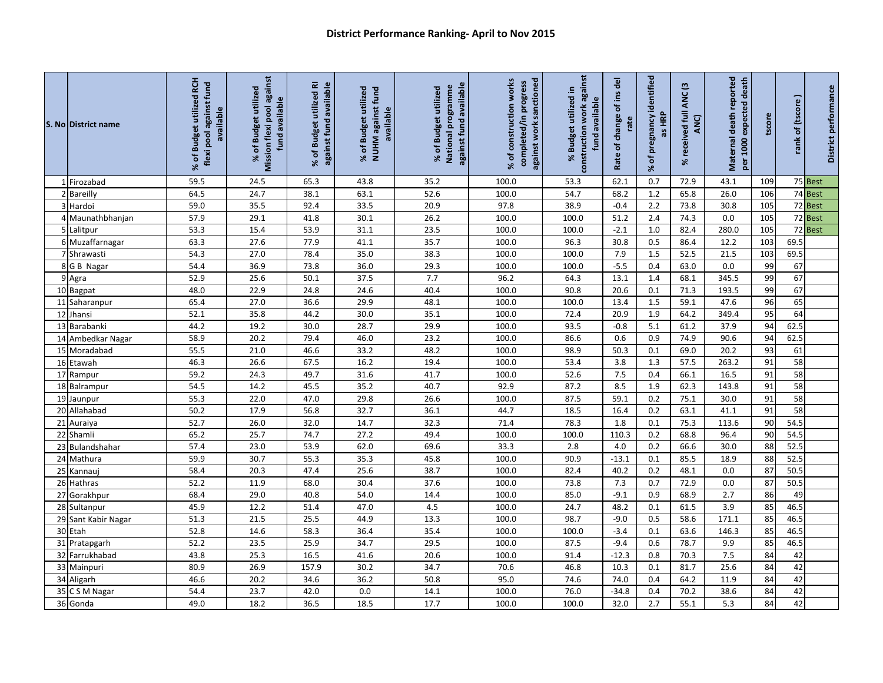## District Performance Ranking- April to Nov 2015

| S. No | District name | % of Budget utilized RCH flexi pool against fund available | % of Budget utilized Mission flexi pool against fund available | % of Budget utilized RI against fund available | % of Budget utilized NUHM against fund available | % of Budget utilized National programme against fund available | % of construction works completed/in progress against work sanctioned | % Budget utilized in construction work against fund available | Rate of change of ins del rate | % of pregnancy identified as HRP | % received full ANC (3 ANC) | Maternal death reported per 1000 expected death | tscore | rank of (tscore ) | District performance |
|---|---|---|---|---|---|---|---|---|---|---|---|---|---|---|---|
| 1 | Firozabad | 59.5 | 24.5 | 65.3 | 43.8 | 35.2 | 100.0 | 53.3 | 62.1 | 0.7 | 72.9 | 43.1 | 109 | 75 | Best |
| 2 | Bareilly | 64.5 | 24.7 | 38.1 | 63.1 | 52.6 | 100.0 | 54.7 | 68.2 | 1.2 | 65.8 | 26.0 | 106 | 74 | Best |
| 3 | Hardoi | 59.0 | 35.5 | 92.4 | 33.5 | 20.9 | 97.8 | 38.9 | -0.4 | 2.2 | 73.8 | 30.8 | 105 | 72 | Best |
| 4 | Maunathbhanjan | 57.9 | 29.1 | 41.8 | 30.1 | 26.2 | 100.0 | 100.0 | 51.2 | 2.4 | 74.3 | 0.0 | 105 | 72 | Best |
| 5 | Lalitpur | 53.3 | 15.4 | 53.9 | 31.1 | 23.5 | 100.0 | 100.0 | -2.1 | 1.0 | 82.4 | 280.0 | 105 | 72 | Best |
| 6 | Muzaffarnagar | 63.3 | 27.6 | 77.9 | 41.1 | 35.7 | 100.0 | 96.3 | 30.8 | 0.5 | 86.4 | 12.2 | 103 | 69.5 | |
| 7 | Shrawasti | 54.3 | 27.0 | 78.4 | 35.0 | 38.3 | 100.0 | 100.0 | 7.9 | 1.5 | 52.5 | 21.5 | 103 | 69.5 | |
| 8 | G B Nagar | 54.4 | 36.9 | 73.8 | 36.0 | 29.3 | 100.0 | 100.0 | -5.5 | 0.4 | 63.0 | 0.0 | 99 | 67 | |
| 9 | Agra | 52.9 | 25.6 | 50.1 | 37.5 | 7.7 | 96.2 | 64.3 | 13.1 | 1.4 | 68.1 | 345.5 | 99 | 67 | |
| 10 | Bagpat | 48.0 | 22.9 | 24.8 | 24.6 | 40.4 | 100.0 | 90.8 | 20.6 | 0.1 | 71.3 | 193.5 | 99 | 67 | |
| 11 | Saharanpur | 65.4 | 27.0 | 36.6 | 29.9 | 48.1 | 100.0 | 100.0 | 13.4 | 1.5 | 59.1 | 47.6 | 96 | 65 | |
| 12 | Jhansi | 52.1 | 35.8 | 44.2 | 30.0 | 35.1 | 100.0 | 72.4 | 20.9 | 1.9 | 64.2 | 349.4 | 95 | 64 | |
| 13 | Barabanki | 44.2 | 19.2 | 30.0 | 28.7 | 29.9 | 100.0 | 93.5 | -0.8 | 5.1 | 61.2 | 37.9 | 94 | 62.5 | |
| 14 | Ambedkar Nagar | 58.9 | 20.2 | 79.4 | 46.0 | 23.2 | 100.0 | 86.6 | 0.6 | 0.9 | 74.9 | 90.6 | 94 | 62.5 | |
| 15 | Moradabad | 55.5 | 21.0 | 46.6 | 33.2 | 48.2 | 100.0 | 98.9 | 50.3 | 0.1 | 69.0 | 20.2 | 93 | 61 | |
| 16 | Etawah | 46.3 | 26.6 | 67.5 | 16.2 | 19.4 | 100.0 | 53.4 | 3.8 | 1.3 | 57.5 | 263.2 | 91 | 58 | |
| 17 | Rampur | 59.2 | 24.3 | 49.7 | 31.6 | 41.7 | 100.0 | 52.6 | 7.5 | 0.4 | 66.1 | 16.5 | 91 | 58 | |
| 18 | Balrampur | 54.5 | 14.2 | 45.5 | 35.2 | 40.7 | 92.9 | 87.2 | 8.5 | 1.9 | 62.3 | 143.8 | 91 | 58 | |
| 19 | Jaunpur | 55.3 | 22.0 | 47.0 | 29.8 | 26.6 | 100.0 | 87.5 | 59.1 | 0.2 | 75.1 | 30.0 | 91 | 58 | |
| 20 | Allahabad | 50.2 | 17.9 | 56.8 | 32.7 | 36.1 | 44.7 | 18.5 | 16.4 | 0.2 | 63.1 | 41.1 | 91 | 58 | |
| 21 | Auraiya | 52.7 | 26.0 | 32.0 | 14.7 | 32.3 | 71.4 | 78.3 | 1.8 | 0.1 | 75.3 | 113.6 | 90 | 54.5 | |
| 22 | Shamli | 65.2 | 25.7 | 74.7 | 27.2 | 49.4 | 100.0 | 100.0 | 110.3 | 0.2 | 68.8 | 96.4 | 90 | 54.5 | |
| 23 | Bulandshahar | 57.4 | 23.0 | 53.9 | 62.0 | 69.6 | 33.3 | 2.8 | 4.0 | 0.2 | 66.6 | 30.0 | 88 | 52.5 | |
| 24 | Mathura | 59.9 | 30.7 | 55.3 | 35.3 | 45.8 | 100.0 | 90.9 | -13.1 | 0.1 | 85.5 | 18.9 | 88 | 52.5 | |
| 25 | Kannauj | 58.4 | 20.3 | 47.4 | 25.6 | 38.7 | 100.0 | 82.4 | 40.2 | 0.2 | 48.1 | 0.0 | 87 | 50.5 | |
| 26 | Hathras | 52.2 | 11.9 | 68.0 | 30.4 | 37.6 | 100.0 | 73.8 | 7.3 | 0.7 | 72.9 | 0.0 | 87 | 50.5 | |
| 27 | Gorakhpur | 68.4 | 29.0 | 40.8 | 54.0 | 14.4 | 100.0 | 85.0 | -9.1 | 0.9 | 68.9 | 2.7 | 86 | 49 | |
| 28 | Sultanpur | 45.9 | 12.2 | 51.4 | 47.0 | 4.5 | 100.0 | 24.7 | 48.2 | 0.1 | 61.5 | 3.9 | 85 | 46.5 | |
| 29 | Sant Kabir Nagar | 51.3 | 21.5 | 25.5 | 44.9 | 13.3 | 100.0 | 98.7 | -9.0 | 0.5 | 58.6 | 171.1 | 85 | 46.5 | |
| 30 | Etah | 52.8 | 14.6 | 58.3 | 36.4 | 35.4 | 100.0 | 100.0 | -3.4 | 0.1 | 63.6 | 146.3 | 85 | 46.5 | |
| 31 | Pratapgarh | 52.2 | 23.5 | 25.9 | 34.7 | 29.5 | 100.0 | 87.5 | -9.4 | 0.6 | 78.7 | 9.9 | 85 | 46.5 | |
| 32 | Farrukhabad | 43.8 | 25.3 | 16.5 | 41.6 | 20.6 | 100.0 | 91.4 | -12.3 | 0.8 | 70.3 | 7.5 | 84 | 42 | |
| 33 | Mainpuri | 80.9 | 26.9 | 157.9 | 30.2 | 34.7 | 70.6 | 46.8 | 10.3 | 0.1 | 81.7 | 25.6 | 84 | 42 | |
| 34 | Aligarh | 46.6 | 20.2 | 34.6 | 36.2 | 50.8 | 95.0 | 74.6 | 74.0 | 0.4 | 64.2 | 11.9 | 84 | 42 | |
| 35 | C S M Nagar | 54.4 | 23.7 | 42.0 | 0.0 | 14.1 | 100.0 | 76.0 | -34.8 | 0.4 | 70.2 | 38.6 | 84 | 42 | |
| 36 | Gonda | 49.0 | 18.2 | 36.5 | 18.5 | 17.7 | 100.0 | 100.0 | 32.0 | 2.7 | 55.1 | 5.3 | 84 | 42 | |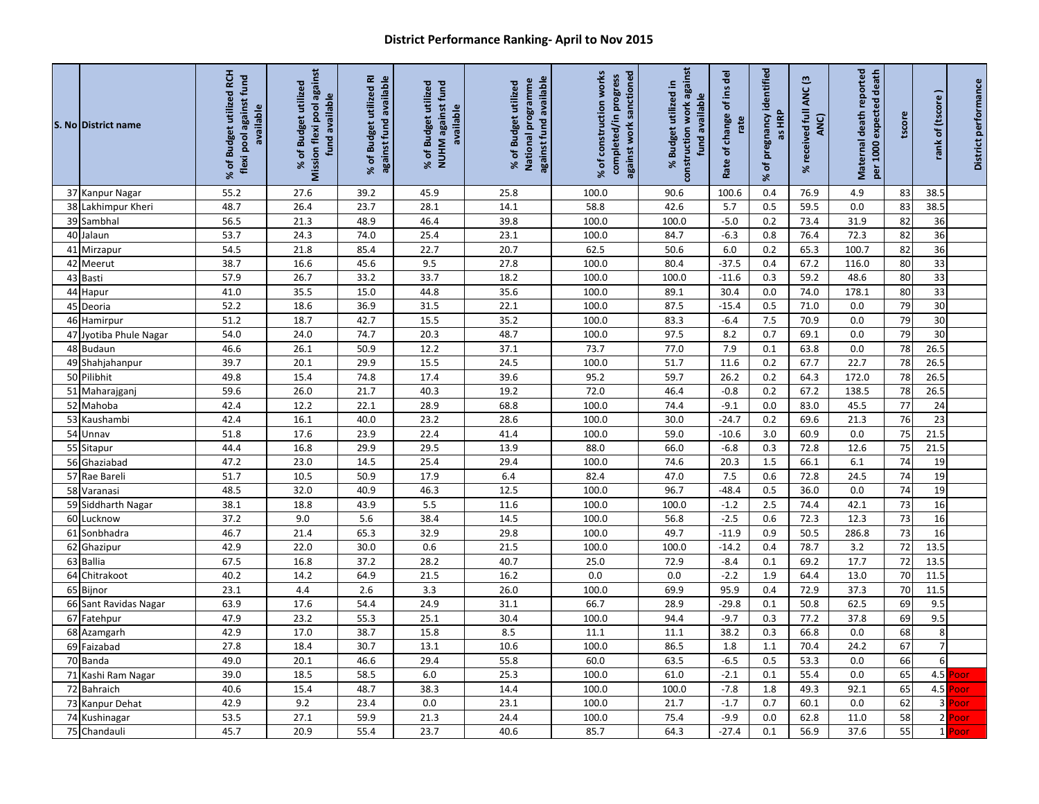# District Performance Ranking- April to Nov 2015

| S. No | District name | % of Budget utilized RCH flexi pool against fund available | % of Budget utilized Mission flexi pool against fund available | % of Budget utilized RI against fund available | % of Budget utilized NUHM against fund available | % of Budget utilized National programme against fund available | % of construction works completed/in progress against work sanctioned | % Budget utilized in construction work against fund available | Rate of change of ins del rate | % of pregnancy identified as HRP | % received full ANC (3 ANC) | Maternal death reported per 1000 expected death | tscore | rank of (tscore ) | District performance |
|---|---|---|---|---|---|---|---|---|---|---|---|---|---|---|---|
| 37 | Kanpur Nagar | 55.2 | 27.6 | 39.2 | 45.9 | 25.8 | 100.0 | 90.6 | 100.6 | 0.4 | 76.9 | 4.9 | 83 | 38.5 | |
| 38 | Lakhimpur Kheri | 48.7 | 26.4 | 23.7 | 28.1 | 14.1 | 58.8 | 42.6 | 5.7 | 0.5 | 59.5 | 0.0 | 83 | 38.5 | |
| 39 | Sambhal | 56.5 | 21.3 | 48.9 | 46.4 | 39.8 | 100.0 | 100.0 | -5.0 | 0.2 | 73.4 | 31.9 | 82 | 36 | |
| 40 | Jalaun | 53.7 | 24.3 | 74.0 | 25.4 | 23.1 | 100.0 | 84.7 | -6.3 | 0.8 | 76.4 | 72.3 | 82 | 36 | |
| 41 | Mirzapur | 54.5 | 21.8 | 85.4 | 22.7 | 20.7 | 62.5 | 50.6 | 6.0 | 0.2 | 65.3 | 100.7 | 82 | 36 | |
| 42 | Meerut | 38.7 | 16.6 | 45.6 | 9.5 | 27.8 | 100.0 | 80.4 | -37.5 | 0.4 | 67.2 | 116.0 | 80 | 33 | |
| 43 | Basti | 57.9 | 26.7 | 33.2 | 33.7 | 18.2 | 100.0 | 100.0 | -11.6 | 0.3 | 59.2 | 48.6 | 80 | 33 | |
| 44 | Hapur | 41.0 | 35.5 | 15.0 | 44.8 | 35.6 | 100.0 | 89.1 | 30.4 | 0.0 | 74.0 | 178.1 | 80 | 33 | |
| 45 | Deoria | 52.2 | 18.6 | 36.9 | 31.5 | 22.1 | 100.0 | 87.5 | -15.4 | 0.5 | 71.0 | 0.0 | 79 | 30 | |
| 46 | Hamirpur | 51.2 | 18.7 | 42.7 | 15.5 | 35.2 | 100.0 | 83.3 | -6.4 | 7.5 | 70.9 | 0.0 | 79 | 30 | |
| 47 | Jyotiba Phule Nagar | 54.0 | 24.0 | 74.7 | 20.3 | 48.7 | 100.0 | 97.5 | 8.2 | 0.7 | 69.1 | 0.0 | 79 | 30 | |
| 48 | Budaun | 46.6 | 26.1 | 50.9 | 12.2 | 37.1 | 73.7 | 77.0 | 7.9 | 0.1 | 63.8 | 0.0 | 78 | 26.5 | |
| 49 | Shahjahanpur | 39.7 | 20.1 | 29.9 | 15.5 | 24.5 | 100.0 | 51.7 | 11.6 | 0.2 | 67.7 | 22.7 | 78 | 26.5 | |
| 50 | Pilibhit | 49.8 | 15.4 | 74.8 | 17.4 | 39.6 | 95.2 | 59.7 | 26.2 | 0.2 | 64.3 | 172.0 | 78 | 26.5 | |
| 51 | Maharajganj | 59.6 | 26.0 | 21.7 | 40.3 | 19.2 | 72.0 | 46.4 | -0.8 | 0.2 | 67.2 | 138.5 | 78 | 26.5 | |
| 52 | Mahoba | 42.4 | 12.2 | 22.1 | 28.9 | 68.8 | 100.0 | 74.4 | -9.1 | 0.0 | 83.0 | 45.5 | 77 | 24 | |
| 53 | Kaushambi | 42.4 | 16.1 | 40.0 | 23.2 | 28.6 | 100.0 | 30.0 | -24.7 | 0.2 | 69.6 | 21.3 | 76 | 23 | |
| 54 | Unnav | 51.8 | 17.6 | 23.9 | 22.4 | 41.4 | 100.0 | 59.0 | -10.6 | 3.0 | 60.9 | 0.0 | 75 | 21.5 | |
| 55 | Sitapur | 44.4 | 16.8 | 29.9 | 29.5 | 13.9 | 88.0 | 66.0 | -6.8 | 0.3 | 72.8 | 12.6 | 75 | 21.5 | |
| 56 | Ghaziabad | 47.2 | 23.0 | 14.5 | 25.4 | 29.4 | 100.0 | 74.6 | 20.3 | 1.5 | 66.1 | 6.1 | 74 | 19 | |
| 57 | Rae Bareli | 51.7 | 10.5 | 50.9 | 17.9 | 6.4 | 82.4 | 47.0 | 7.5 | 0.6 | 72.8 | 24.5 | 74 | 19 | |
| 58 | Varanasi | 48.5 | 32.0 | 40.9 | 46.3 | 12.5 | 100.0 | 96.7 | -48.4 | 0.5 | 36.0 | 0.0 | 74 | 19 | |
| 59 | Siddharth Nagar | 38.1 | 18.8 | 43.9 | 5.5 | 11.6 | 100.0 | 100.0 | -1.2 | 2.5 | 74.4 | 42.1 | 73 | 16 | |
| 60 | Lucknow | 37.2 | 9.0 | 5.6 | 38.4 | 14.5 | 100.0 | 56.8 | -2.5 | 0.6 | 72.3 | 12.3 | 73 | 16 | |
| 61 | Sonbhadra | 46.7 | 21.4 | 65.3 | 32.9 | 29.8 | 100.0 | 49.7 | -11.9 | 0.9 | 50.5 | 286.8 | 73 | 16 | |
| 62 | Ghazipur | 42.9 | 22.0 | 30.0 | 0.6 | 21.5 | 100.0 | 100.0 | -14.2 | 0.4 | 78.7 | 3.2 | 72 | 13.5 | |
| 63 | Ballia | 67.5 | 16.8 | 37.2 | 28.2 | 40.7 | 25.0 | 72.9 | -8.4 | 0.1 | 69.2 | 17.7 | 72 | 13.5 | |
| 64 | Chitrakoot | 40.2 | 14.2 | 64.9 | 21.5 | 16.2 | 0.0 | 0.0 | -2.2 | 1.9 | 64.4 | 13.0 | 70 | 11.5 | |
| 65 | Bijnor | 23.1 | 4.4 | 2.6 | 3.3 | 26.0 | 100.0 | 69.9 | 95.9 | 0.4 | 72.9 | 37.3 | 70 | 11.5 | |
| 66 | Sant Ravidas Nagar | 63.9 | 17.6 | 54.4 | 24.9 | 31.1 | 66.7 | 28.9 | -29.8 | 0.1 | 50.8 | 62.5 | 69 | 9.5 | |
| 67 | Fatehpur | 47.9 | 23.2 | 55.3 | 25.1 | 30.4 | 100.0 | 94.4 | -9.7 | 0.3 | 77.2 | 37.8 | 69 | 9.5 | |
| 68 | Azamgarh | 42.9 | 17.0 | 38.7 | 15.8 | 8.5 | 11.1 | 11.1 | 38.2 | 0.3 | 66.8 | 0.0 | 68 | 8 | |
| 69 | Faizabad | 27.8 | 18.4 | 30.7 | 13.1 | 10.6 | 100.0 | 86.5 | 1.8 | 1.1 | 70.4 | 24.2 | 67 | 7 | |
| 70 | Banda | 49.0 | 20.1 | 46.6 | 29.4 | 55.8 | 60.0 | 63.5 | -6.5 | 0.5 | 53.3 | 0.0 | 66 | 6 | |
| 71 | Kashi Ram Nagar | 39.0 | 18.5 | 58.5 | 6.0 | 25.3 | 100.0 | 61.0 | -2.1 | 0.1 | 55.4 | 0.0 | 65 | 4.5 | Poor |
| 72 | Bahraich | 40.6 | 15.4 | 48.7 | 38.3 | 14.4 | 100.0 | 100.0 | -7.8 | 1.8 | 49.3 | 92.1 | 65 | 4.5 | Poor |
| 73 | Kanpur Dehat | 42.9 | 9.2 | 23.4 | 0.0 | 23.1 | 100.0 | 21.7 | -1.7 | 0.7 | 60.1 | 0.0 | 62 | 3 | Poor |
| 74 | Kushinagar | 53.5 | 27.1 | 59.9 | 21.3 | 24.4 | 100.0 | 75.4 | -9.9 | 0.0 | 62.8 | 11.0 | 58 | 2 | Poor |
| 75 | Chandauli | 45.7 | 20.9 | 55.4 | 23.7 | 40.6 | 85.7 | 64.3 | -27.4 | 0.1 | 56.9 | 37.6 | 55 | 1 | Poor |